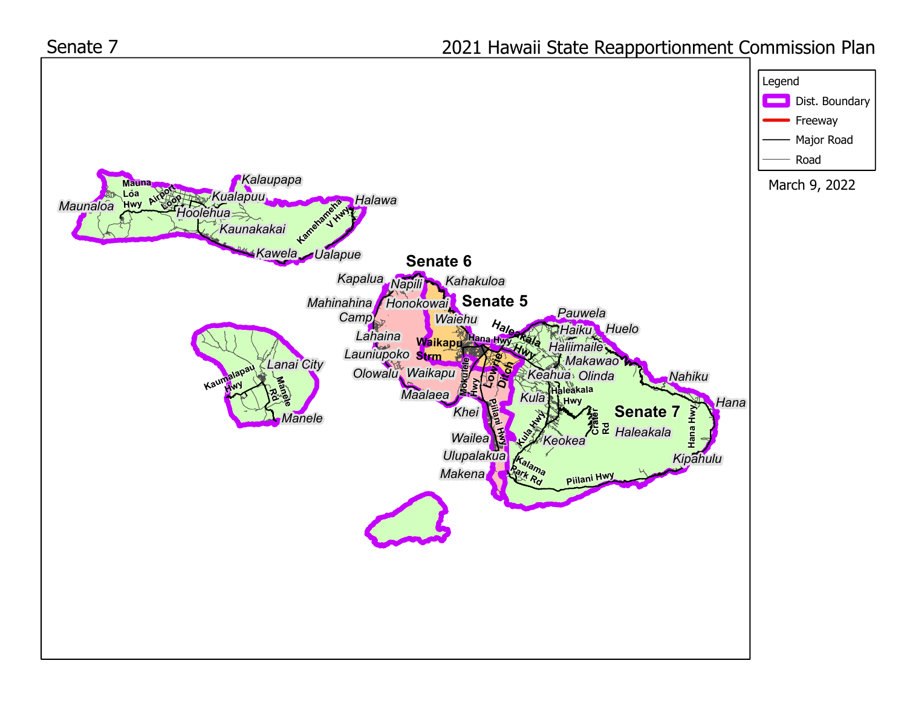Senate 7

2021 Hawaii State Reapportionment Commission Plan

Legend

- Dist. Boundary
- Freeway
- Major Road
- Road

March 9, 2022

Senate 6

Senate 5

Senate 7

Maunaloa, Mauna Loa Hwy, Airport Loop, Kualapuu, Hoolehua, Kalaupapa, Kaunakakai, Kawela, Kamehameha V Hwy, Halawa, Ualapue

Kapalua, Napili, Kahakuloa, Mahinahina Camp, Honokowai, Waiehu, Lahaina, Launiupoko, Olowalu, Waikapu, Waikapu Strm, Maalaea, Hana Hwy, Mokulele Hwy, Lowrie Ditch, Piilani Hwy, Khei, Wailea, Ulupalakua, Makena

Haleakala Hwy, Pauwela, Haiku, Huelo, Haliimaile, Makawao, Keahua, Olinda, Kula, Haleakala Hwy, Kula Hwy, Crater Rd, Keokea, Haleakala, Nahiku, Hana, Hana Hwy, Kipahulu, Kalama Park Rd, Piilani Hwy

Lanai City, Kaumalapau Hwy, Manele Rd, Manele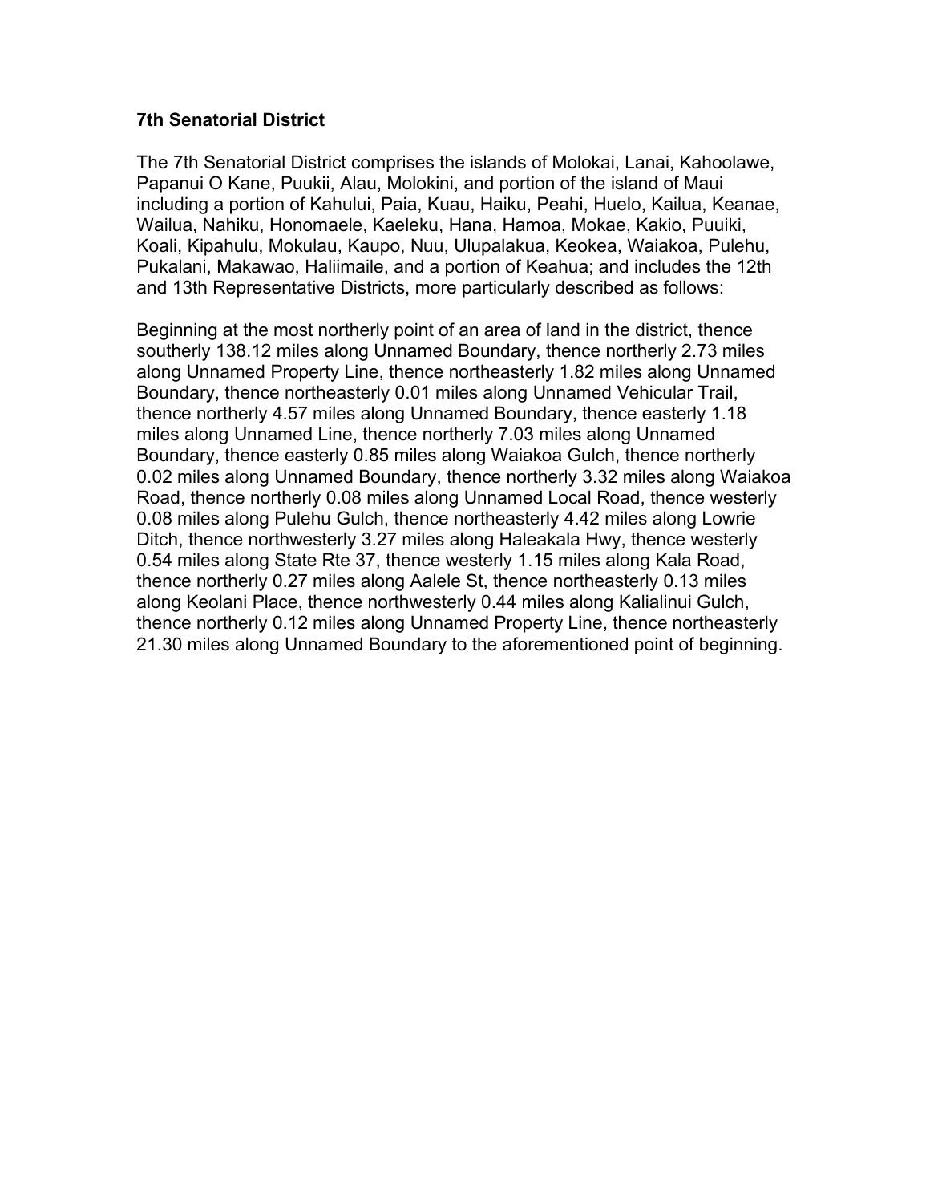**7th Senatorial District**

The 7th Senatorial District comprises the islands of Molokai, Lanai, Kahoolawe, Papanui O Kane, Puukii, Alau, Molokini, and portion of the island of Maui including a portion of Kahului, Paia, Kuau, Haiku, Peahi, Huelo, Kailua, Keanae, Wailua, Nahiku, Honomaele, Kaeleku, Hana, Hamoa, Mokae, Kakio, Puuiki, Koali, Kipahulu, Mokulau, Kaupo, Nuu, Ulupalakua, Keokea, Waiakoa, Pulehu, Pukalani, Makawao, Haliimaile, and a portion of Keahua; and includes the 12th and 13th Representative Districts, more particularly described as follows:

Beginning at the most northerly point of an area of land in the district, thence southerly 138.12 miles along Unnamed Boundary, thence northerly 2.73 miles along Unnamed Property Line, thence northeasterly 1.82 miles along Unnamed Boundary, thence northeasterly 0.01 miles along Unnamed Vehicular Trail, thence northerly 4.57 miles along Unnamed Boundary, thence easterly 1.18 miles along Unnamed Line, thence northerly 7.03 miles along Unnamed Boundary, thence easterly 0.85 miles along Waiakoa Gulch, thence northerly 0.02 miles along Unnamed Boundary, thence northerly 3.32 miles along Waiakoa Road, thence northerly 0.08 miles along Unnamed Local Road, thence westerly 0.08 miles along Pulehu Gulch, thence northeasterly 4.42 miles along Lowrie Ditch, thence northwesterly 3.27 miles along Haleakala Hwy, thence westerly 0.54 miles along State Rte 37, thence westerly 1.15 miles along Kala Road, thence northerly 0.27 miles along Aalele St, thence northeasterly 0.13 miles along Keolani Place, thence northwesterly 0.44 miles along Kalialinui Gulch, thence northerly 0.12 miles along Unnamed Property Line, thence northeasterly 21.30 miles along Unnamed Boundary to the aforementioned point of beginning.